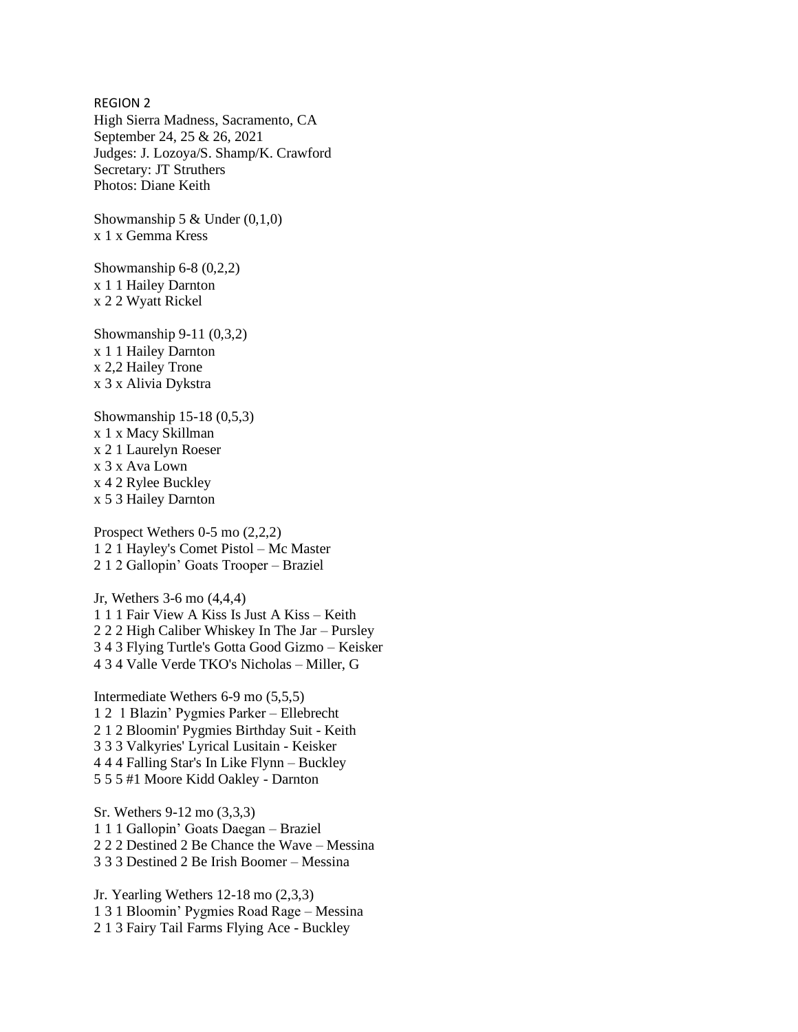REGION 2

High Sierra Madness, Sacramento, CA
September 24, 25 & 26, 2021
Judges: J. Lozoya/S. Shamp/K. Crawford
Secretary: JT Struthers
Photos: Diane Keith

Showmanship 5 & Under (0,1,0)
x 1 x Gemma Kress

Showmanship 6-8 (0,2,2)
x 1 1 Hailey Darnton
x 2 2 Wyatt Rickel

Showmanship 9-11 (0,3,2)
x 1 1 Hailey Darnton
x 2,2 Hailey Trone
x 3 x Alivia Dykstra

Showmanship 15-18 (0,5,3)
x 1 x Macy Skillman
x 2 1 Laurelyn Roeser
x 3 x Ava Lown
x 4 2 Rylee Buckley
x 5 3 Hailey Darnton

Prospect Wethers 0-5 mo (2,2,2)
1 2 1 Hayley's Comet Pistol – Mc Master
2 1 2 Gallopin' Goats Trooper – Braziel

Jr, Wethers 3-6 mo (4,4,4)
1 1 1 Fair View A Kiss Is Just A Kiss – Keith
2 2 2 High Caliber Whiskey In The Jar – Pursley
3 4 3 Flying Turtle's Gotta Good Gizmo – Keisker
4 3 4 Valle Verde TKO's Nicholas – Miller, G

Intermediate Wethers 6-9 mo (5,5,5)
1 2 1 Blazin' Pygmies Parker – Ellebrecht
2 1 2 Bloomin' Pygmies Birthday Suit - Keith
3 3 3 Valkyries' Lyrical Lusitain - Keisker
4 4 4 Falling Star's In Like Flynn – Buckley
5 5 5 #1 Moore Kidd Oakley - Darnton

Sr. Wethers 9-12 mo (3,3,3)
1 1 1 Gallopin' Goats Daegan – Braziel
2 2 2 Destined 2 Be Chance the Wave – Messina
3 3 3 Destined 2 Be Irish Boomer – Messina

Jr. Yearling Wethers 12-18 mo (2,3,3)
1 3 1 Bloomin' Pygmies Road Rage – Messina
2 1 3 Fairy Tail Farms Flying Ace - Buckley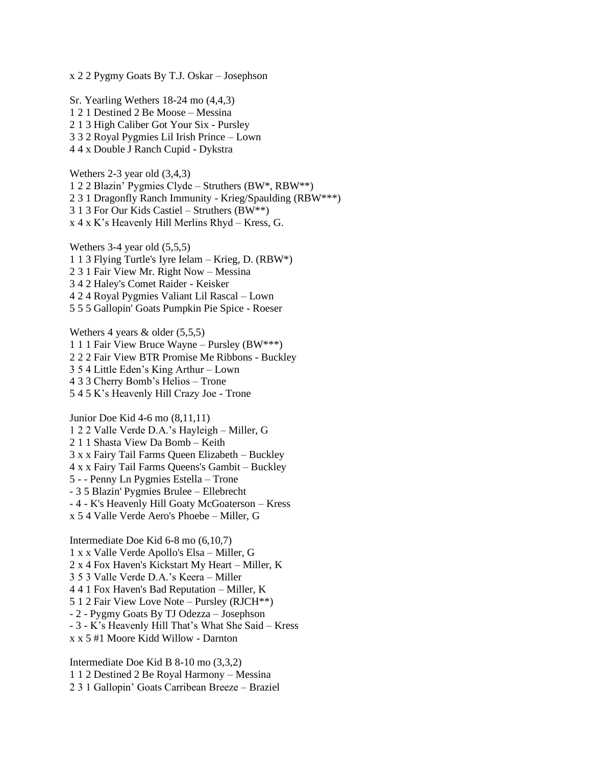x 2 2 Pygmy Goats By T.J. Oskar – Josephson

Sr. Yearling Wethers 18-24 mo (4,4,3)
1 2 1 Destined 2 Be Moose – Messina
2 1 3 High Caliber Got Your Six - Pursley
3 3 2 Royal Pygmies Lil Irish Prince – Lown
4 4 x Double J Ranch Cupid - Dykstra

Wethers 2-3 year old (3,4,3)
1 2 2 Blazin' Pygmies Clyde – Struthers (BW*, RBW**)
2 3 1 Dragonfly Ranch Immunity - Krieg/Spaulding (RBW***)
3 1 3 For Our Kids Castiel – Struthers (BW**)
x 4 x K's Heavenly Hill Merlins Rhyd – Kress, G.

Wethers 3-4 year old (5,5,5)
1 1 3 Flying Turtle's Iyre Ielam – Krieg, D. (RBW*)
2 3 1 Fair View Mr. Right Now – Messina
3 4 2 Haley's Comet Raider - Keisker
4 2 4 Royal Pygmies Valiant Lil Rascal – Lown
5 5 5 Gallopin' Goats Pumpkin Pie Spice - Roeser

Wethers 4 years & older (5,5,5)
1 1 1 Fair View Bruce Wayne – Pursley (BW***)
2 2 2 Fair View BTR Promise Me Ribbons - Buckley
3 5 4 Little Eden's King Arthur – Lown
4 3 3 Cherry Bomb's Helios – Trone
5 4 5 K's Heavenly Hill Crazy Joe - Trone

Junior Doe Kid 4-6 mo (8,11,11)
1 2 2 Valle Verde D.A.'s Hayleigh – Miller, G
2 1 1 Shasta View Da Bomb – Keith
3 x x Fairy Tail Farms Queen Elizabeth – Buckley
4 x x Fairy Tail Farms Queens's Gambit – Buckley
5 - - Penny Ln Pygmies Estella – Trone
- 3 5 Blazin' Pygmies Brulee – Ellebrecht
- 4 - K's Heavenly Hill Goaty McGoaterson – Kress
x 5 4 Valle Verde Aero's Phoebe – Miller, G

Intermediate Doe Kid 6-8 mo (6,10,7)
1 x x Valle Verde Apollo's Elsa – Miller, G
2 x 4 Fox Haven's Kickstart My Heart – Miller, K
3 5 3 Valle Verde D.A.'s Keera – Miller
4 4 1 Fox Haven's Bad Reputation – Miller, K
5 1 2 Fair View Love Note – Pursley (RJCH**)
- 2 - Pygmy Goats By TJ Odezza – Josephson
- 3 - K's Heavenly Hill That's What She Said – Kress
x x 5 #1 Moore Kidd Willow - Darnton

Intermediate Doe Kid B 8-10 mo (3,3,2)
1 1 2 Destined 2 Be Royal Harmony – Messina
2 3 1 Gallopin' Goats Carribean Breeze – Braziel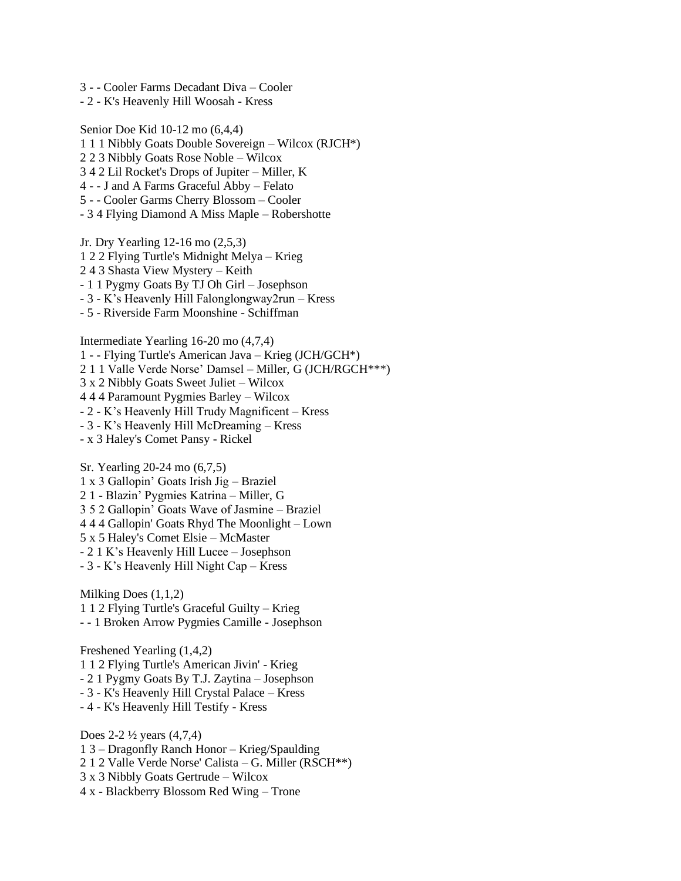3 - - Cooler Farms Decadant Diva – Cooler
- 2 - K's Heavenly Hill Woosah - Kress

Senior Doe Kid 10-12 mo (6,4,4)
1 1 1 Nibbly Goats Double Sovereign – Wilcox (RJCH*)
2 2 3 Nibbly Goats Rose Noble – Wilcox
3 4 2 Lil Rocket's Drops of Jupiter – Miller, K
4 - - J and A Farms Graceful Abby – Felato
5 - - Cooler Garms Cherry Blossom – Cooler
- 3 4 Flying Diamond A Miss Maple – Robershotte

Jr. Dry Yearling 12-16 mo (2,5,3)
1 2 2 Flying Turtle's Midnight Melya – Krieg
2 4 3 Shasta View Mystery – Keith
- 1 1 Pygmy Goats By TJ Oh Girl – Josephson
- 3 - K's Heavenly Hill Falonglongway2run – Kress
- 5 - Riverside Farm Moonshine - Schiffman

Intermediate Yearling 16-20 mo (4,7,4)
1 - - Flying Turtle's American Java – Krieg (JCH/GCH*)
2 1 1 Valle Verde Norse' Damsel – Miller, G (JCH/RGCH***)
3 x 2 Nibbly Goats Sweet Juliet – Wilcox
4 4 4 Paramount Pygmies Barley – Wilcox
- 2 - K's Heavenly Hill Trudy Magnificent – Kress
- 3 - K's Heavenly Hill McDreaming – Kress
- x 3 Haley's Comet Pansy - Rickel

Sr. Yearling 20-24 mo (6,7,5)
1 x 3 Gallopin' Goats Irish Jig – Braziel
2 1 - Blazin' Pygmies Katrina – Miller, G
3 5 2 Gallopin' Goats Wave of Jasmine – Braziel
4 4 4 Gallopin' Goats Rhyd The Moonlight – Lown
5 x 5 Haley's Comet Elsie – McMaster
- 2 1 K's Heavenly Hill Lucee – Josephson
- 3 - K's Heavenly Hill Night Cap – Kress

Milking Does (1,1,2)
1 1 2 Flying Turtle's Graceful Guilty – Krieg
- - 1 Broken Arrow Pygmies Camille - Josephson

Freshened Yearling (1,4,2)
1 1 2 Flying Turtle's American Jivin' - Krieg
- 2 1 Pygmy Goats By T.J. Zaytina – Josephson
- 3 - K's Heavenly Hill Crystal Palace – Kress
- 4 - K's Heavenly Hill Testify - Kress

Does 2-2 ½ years (4,7,4)
1 3 – Dragonfly Ranch Honor – Krieg/Spaulding
2 1 2 Valle Verde Norse' Calista – G. Miller (RSCH**)
3 x 3 Nibbly Goats Gertrude – Wilcox
4 x - Blackberry Blossom Red Wing – Trone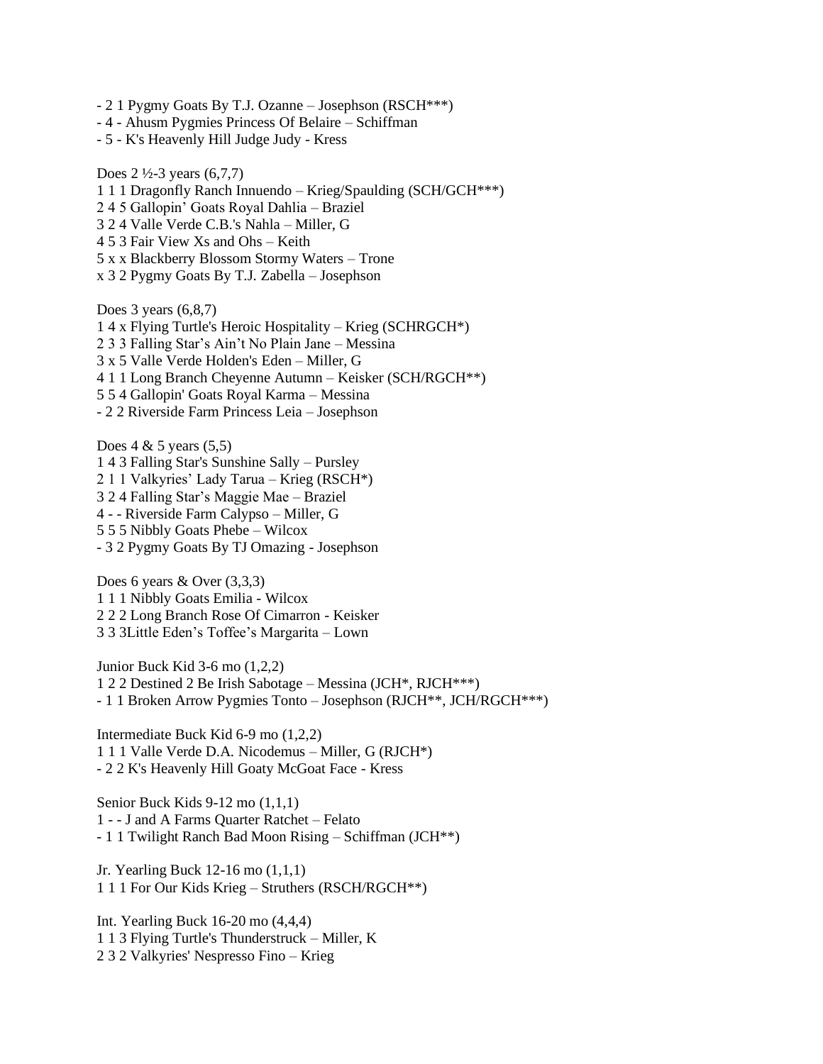- 2 1 Pygmy Goats By T.J. Ozanne – Josephson (RSCH***)
- 4 - Ahusm Pygmies Princess Of Belaire – Schiffman
- 5 - K's Heavenly Hill Judge Judy - Kress

Does 2 ½-3 years (6,7,7)
1 1 1 Dragonfly Ranch Innuendo – Krieg/Spaulding (SCH/GCH***)
2 4 5 Gallopin' Goats Royal Dahlia – Braziel
3 2 4 Valle Verde C.B.'s Nahla – Miller, G
4 5 3 Fair View Xs and Ohs – Keith
5 x x Blackberry Blossom Stormy Waters – Trone
x 3 2 Pygmy Goats By T.J. Zabella – Josephson

Does 3 years (6,8,7)
1 4 x Flying Turtle's Heroic Hospitality – Krieg (SCHRGCH*)
2 3 3 Falling Star's Ain't No Plain Jane – Messina
3 x 5 Valle Verde Holden's Eden – Miller, G
4 1 1 Long Branch Cheyenne Autumn – Keisker (SCH/RGCH**)
5 5 4 Gallopin' Goats Royal Karma – Messina
- 2 2 Riverside Farm Princess Leia – Josephson

Does 4 & 5 years (5,5)
1 4 3 Falling Star's Sunshine Sally – Pursley
2 1 1 Valkyries' Lady Tarua – Krieg (RSCH*)
3 2 4 Falling Star's Maggie Mae – Braziel
4 - - Riverside Farm Calypso – Miller, G
5 5 5 Nibbly Goats Phebe – Wilcox
- 3 2 Pygmy Goats By TJ Omazing - Josephson

Does 6 years & Over (3,3,3)
1 1 1 Nibbly Goats Emilia - Wilcox
2 2 2 Long Branch Rose Of Cimarron - Keisker
3 3 3Little Eden's Toffee's Margarita – Lown

Junior Buck Kid 3-6 mo (1,2,2)
1 2 2 Destined 2 Be Irish Sabotage – Messina (JCH*, RJCH***)
- 1 1 Broken Arrow Pygmies Tonto – Josephson (RJCH**, JCH/RGCH***)

Intermediate Buck Kid 6-9 mo (1,2,2)
1 1 1 Valle Verde D.A. Nicodemus – Miller, G (RJCH*)
- 2 2 K's Heavenly Hill Goaty McGoat Face - Kress

Senior Buck Kids 9-12 mo (1,1,1)
1 - - J and A Farms Quarter Ratchet – Felato
- 1 1 Twilight Ranch Bad Moon Rising – Schiffman (JCH**)

Jr. Yearling Buck 12-16 mo (1,1,1)
1 1 1 For Our Kids Krieg – Struthers (RSCH/RGCH**)

Int. Yearling Buck 16-20 mo (4,4,4)
1 1 3 Flying Turtle's Thunderstruck – Miller, K
2 3 2 Valkyries' Nespresso Fino – Krieg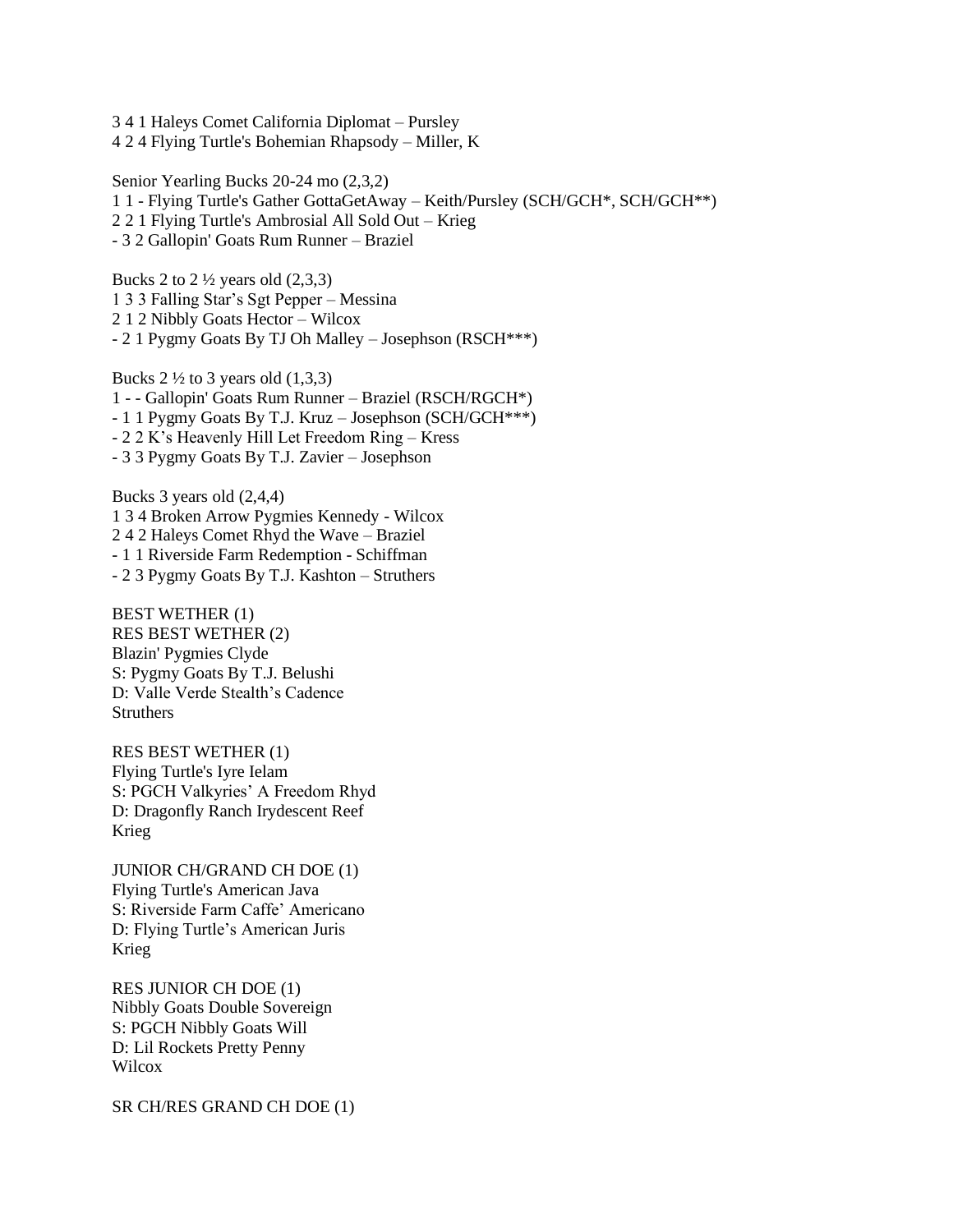3 4 1 Haleys Comet California Diplomat – Pursley
4 2 4 Flying Turtle's Bohemian Rhapsody – Miller, K

Senior Yearling Bucks 20-24 mo (2,3,2)
1 1 - Flying Turtle's Gather GottaGetAway – Keith/Pursley (SCH/GCH*, SCH/GCH**)
2 2 1 Flying Turtle's Ambrosial All Sold Out – Krieg
- 3 2 Gallopin' Goats Rum Runner – Braziel

Bucks 2 to 2 ½ years old (2,3,3)
1 3 3 Falling Star's Sgt Pepper – Messina
2 1 2 Nibbly Goats Hector – Wilcox
- 2 1 Pygmy Goats By TJ Oh Malley – Josephson (RSCH***)

Bucks 2 ½ to 3 years old (1,3,3)
1 - - Gallopin' Goats Rum Runner – Braziel (RSCH/RGCH*)
- 1 1 Pygmy Goats By T.J. Kruz – Josephson (SCH/GCH***)
- 2 2 K's Heavenly Hill Let Freedom Ring – Kress
- 3 3 Pygmy Goats By T.J. Zavier – Josephson

Bucks 3 years old (2,4,4)
1 3 4 Broken Arrow Pygmies Kennedy - Wilcox
2 4 2 Haleys Comet Rhyd the Wave – Braziel
- 1 1 Riverside Farm Redemption - Schiffman
- 2 3 Pygmy Goats By T.J. Kashton – Struthers

BEST WETHER (1)
RES BEST WETHER (2)
Blazin' Pygmies Clyde
S: Pygmy Goats By T.J. Belushi
D: Valle Verde Stealth's Cadence
Struthers

RES BEST WETHER (1)
Flying Turtle's Iyre Ielam
S: PGCH Valkyries' A Freedom Rhyd
D: Dragonfly Ranch Irydescent Reef
Krieg

JUNIOR CH/GRAND CH DOE (1)
Flying Turtle's American Java
S: Riverside Farm Caffe' Americano
D: Flying Turtle's American Juris
Krieg

RES JUNIOR CH DOE (1)
Nibbly Goats Double Sovereign
S: PGCH Nibbly Goats Will
D: Lil Rockets Pretty Penny
Wilcox

SR CH/RES GRAND CH DOE (1)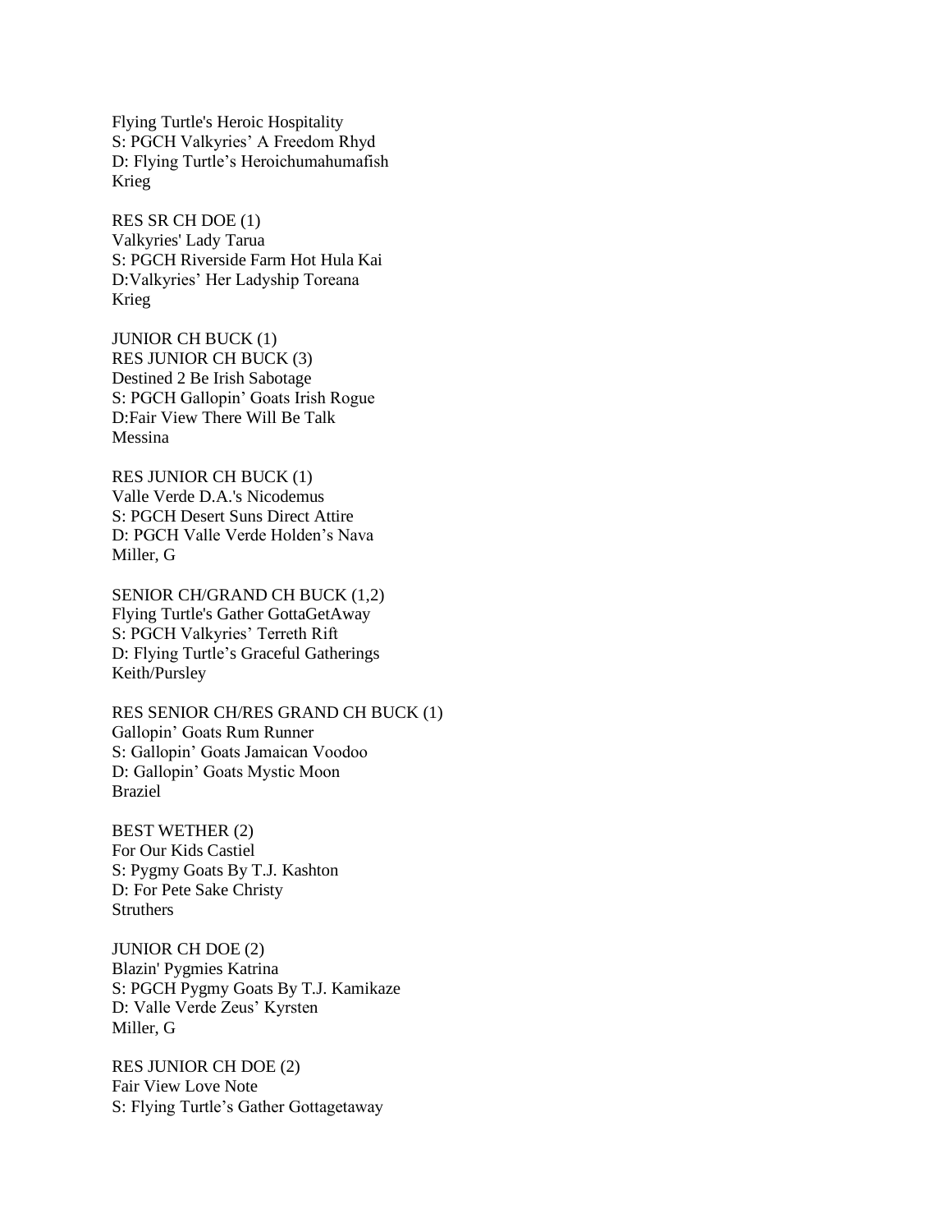Flying Turtle's Heroic Hospitality
S: PGCH Valkyries' A Freedom Rhyd
D: Flying Turtle's Heroichumahumafish
Krieg

RES SR CH DOE (1)
Valkyries' Lady Tarua
S: PGCH Riverside Farm Hot Hula Kai
D:Valkyries' Her Ladyship Toreana
Krieg

JUNIOR CH BUCK (1)
RES JUNIOR CH BUCK (3)
Destined 2 Be Irish Sabotage
S: PGCH Gallopin' Goats Irish Rogue
D:Fair View There Will Be Talk
Messina

RES JUNIOR CH BUCK (1)
Valle Verde D.A.'s Nicodemus
S: PGCH Desert Suns Direct Attire
D: PGCH Valle Verde Holden's Nava
Miller, G

SENIOR CH/GRAND CH BUCK (1,2)
Flying Turtle's Gather GottaGetAway
S: PGCH Valkyries' Terreth Rift
D: Flying Turtle's Graceful Gatherings
Keith/Pursley

RES SENIOR CH/RES GRAND CH BUCK (1)
Gallopin' Goats Rum Runner
S: Gallopin' Goats Jamaican Voodoo
D: Gallopin' Goats Mystic Moon
Braziel

BEST WETHER (2)
For Our Kids Castiel
S: Pygmy Goats By T.J. Kashton
D: For Pete Sake Christy
Struthers

JUNIOR CH DOE (2)
Blazin' Pygmies Katrina
S: PGCH Pygmy Goats By T.J. Kamikaze
D: Valle Verde Zeus' Kyrsten
Miller, G

RES JUNIOR CH DOE (2)
Fair View Love Note
S: Flying Turtle's Gather Gottagetaway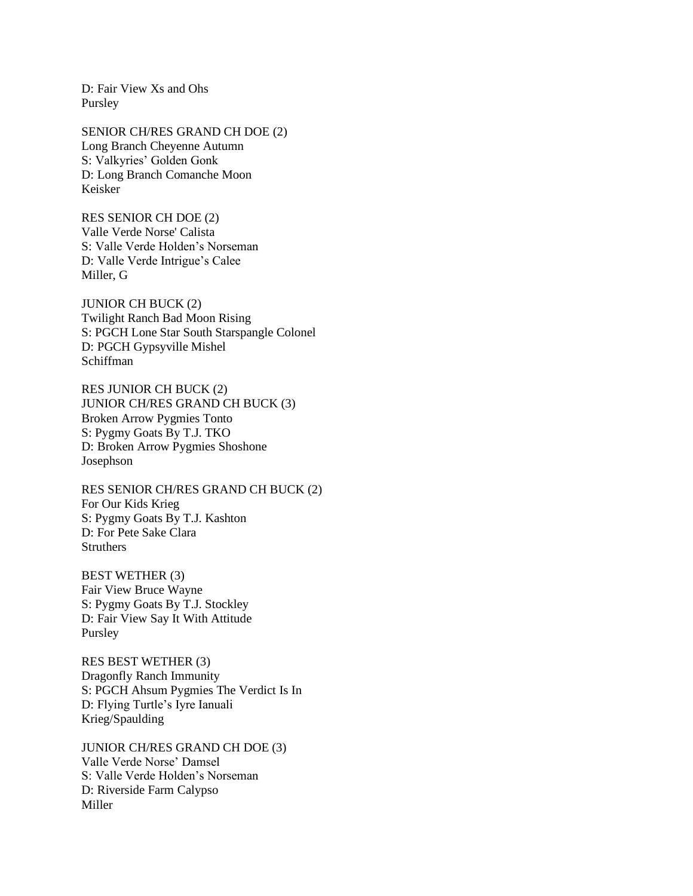D: Fair View Xs and Ohs
Pursley

SENIOR CH/RES GRAND CH DOE (2)
Long Branch Cheyenne Autumn
S: Valkyries' Golden Gonk
D: Long Branch Comanche Moon
Keisker

RES SENIOR CH DOE (2)
Valle Verde Norse' Calista
S: Valle Verde Holden's Norseman
D: Valle Verde Intrigue's Calee
Miller, G

JUNIOR CH BUCK (2)
Twilight Ranch Bad Moon Rising
S: PGCH Lone Star South Starspangle Colonel
D: PGCH Gypsyville Mishel
Schiffman

RES JUNIOR CH BUCK (2)
JUNIOR CH/RES GRAND CH BUCK (3)
Broken Arrow Pygmies Tonto
S: Pygmy Goats By T.J. TKO
D: Broken Arrow Pygmies Shoshone
Josephson

RES SENIOR CH/RES GRAND CH BUCK (2)
For Our Kids Krieg
S: Pygmy Goats By T.J. Kashton
D: For Pete Sake Clara
Struthers

BEST WETHER (3)
Fair View Bruce Wayne
S: Pygmy Goats By T.J. Stockley
D: Fair View Say It With Attitude
Pursley

RES BEST WETHER (3)
Dragonfly Ranch Immunity
S: PGCH Ahsum Pygmies The Verdict Is In
D: Flying Turtle's Iyre Ianuali
Krieg/Spaulding

JUNIOR CH/RES GRAND CH DOE (3)
Valle Verde Norse' Damsel
S: Valle Verde Holden's Norseman
D: Riverside Farm Calypso
Miller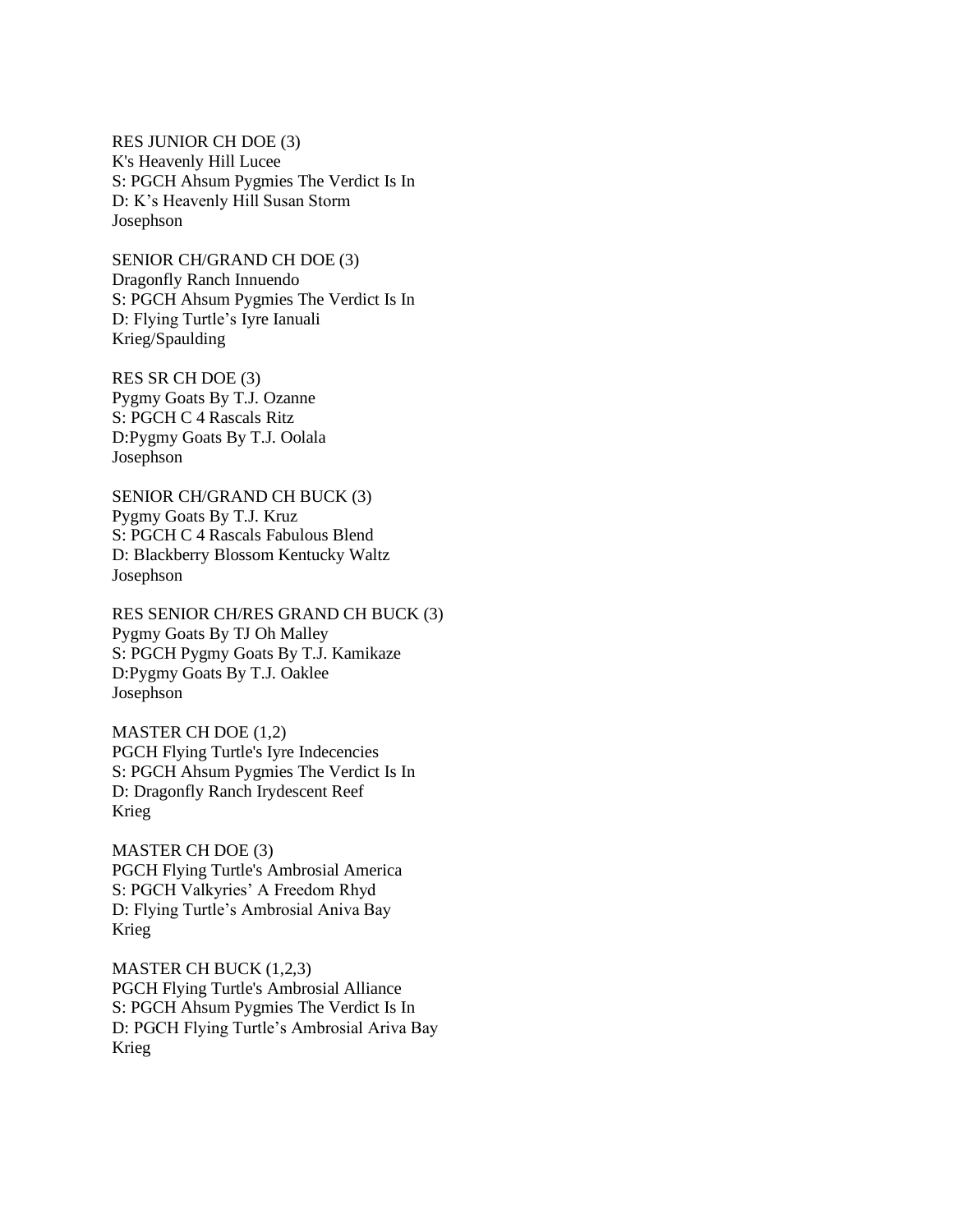RES JUNIOR CH DOE (3)
K's Heavenly Hill Lucee
S: PGCH Ahsum Pygmies The Verdict Is In
D: K's Heavenly Hill Susan Storm
Josephson

SENIOR CH/GRAND CH DOE (3)
Dragonfly Ranch Innuendo
S: PGCH Ahsum Pygmies The Verdict Is In
D: Flying Turtle's Iyre Ianuali
Krieg/Spaulding

RES SR CH DOE (3)
Pygmy Goats By T.J. Ozanne
S: PGCH C 4 Rascals Ritz
D:Pygmy Goats By T.J. Oolala
Josephson

SENIOR CH/GRAND CH BUCK (3)
Pygmy Goats By T.J. Kruz
S: PGCH C 4 Rascals Fabulous Blend
D: Blackberry Blossom Kentucky Waltz
Josephson

RES SENIOR CH/RES GRAND CH BUCK (3)
Pygmy Goats By TJ Oh Malley
S: PGCH Pygmy Goats By T.J. Kamikaze
D:Pygmy Goats By T.J. Oaklee
Josephson

MASTER CH DOE (1,2)
PGCH Flying Turtle's Iyre Indecencies
S: PGCH Ahsum Pygmies The Verdict Is In
D: Dragonfly Ranch Irydescent Reef
Krieg

MASTER CH DOE (3)
PGCH Flying Turtle's Ambrosial America
S: PGCH Valkyries' A Freedom Rhyd
D: Flying Turtle's Ambrosial Aniva Bay
Krieg

MASTER CH BUCK (1,2,3)
PGCH Flying Turtle's Ambrosial Alliance
S: PGCH Ahsum Pygmies The Verdict Is In
D: PGCH Flying Turtle's Ambrosial Ariva Bay
Krieg